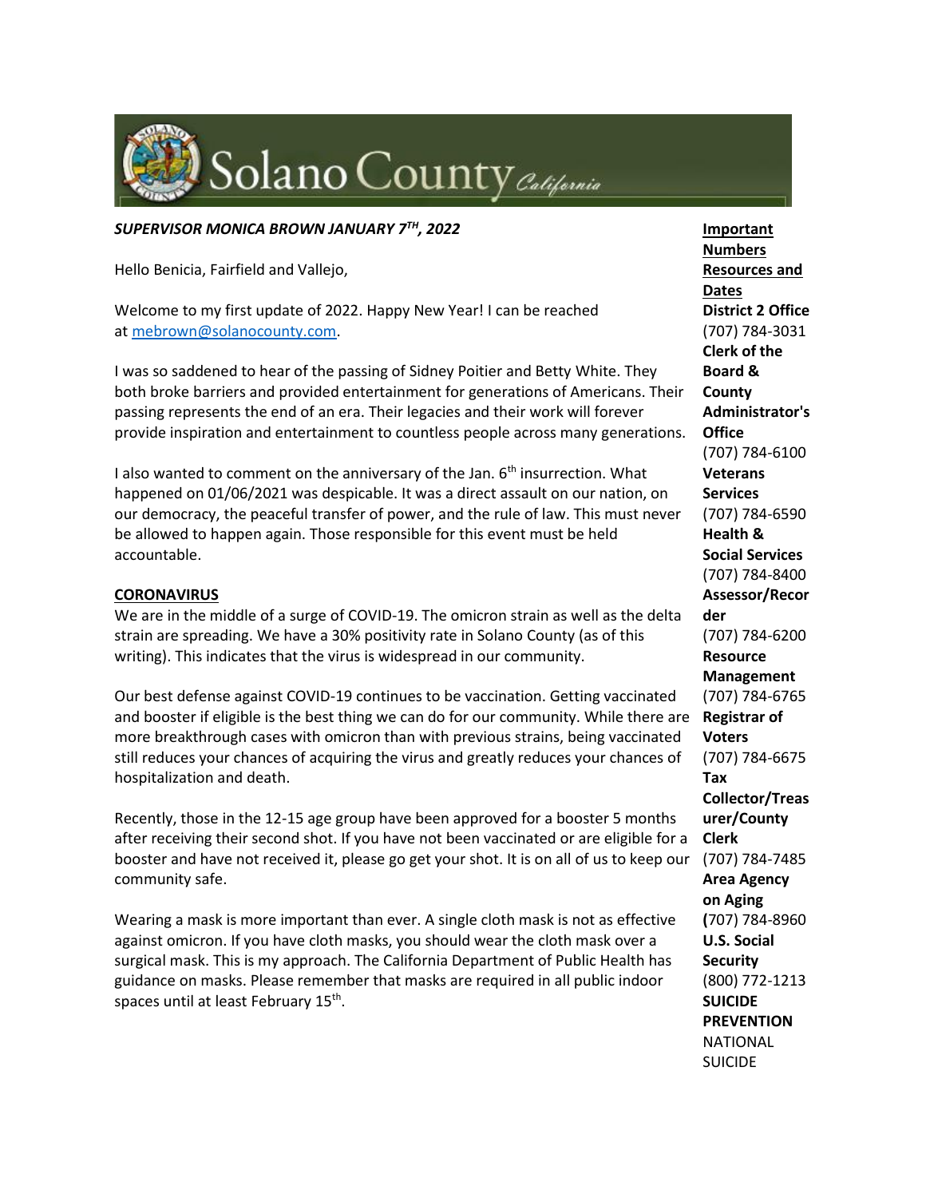# Solano County California

***SUPERVISOR MONICA BROWN JANUARY 7TH, 2022***

Hello Benicia, Fairfield and Vallejo,

Welcome to my first update of 2022. Happy New Year! I can be reached at mebrown@solanocounty.com.

I was so saddened to hear of the passing of Sidney Poitier and Betty White. They both broke barriers and provided entertainment for generations of Americans. Their passing represents the end of an era. Their legacies and their work will forever provide inspiration and entertainment to countless people across many generations.

I also wanted to comment on the anniversary of the Jan. 6th insurrection. What happened on 01/06/2021 was despicable. It was a direct assault on our nation, on our democracy, the peaceful transfer of power, and the rule of law. This must never be allowed to happen again. Those responsible for this event must be held accountable.

**CORONAVIRUS**

We are in the middle of a surge of COVID-19. The omicron strain as well as the delta strain are spreading. We have a 30% positivity rate in Solano County (as of this writing). This indicates that the virus is widespread in our community.

Our best defense against COVID-19 continues to be vaccination. Getting vaccinated and booster if eligible is the best thing we can do for our community. While there are more breakthrough cases with omicron than with previous strains, being vaccinated still reduces your chances of acquiring the virus and greatly reduces your chances of hospitalization and death.

Recently, those in the 12-15 age group have been approved for a booster 5 months after receiving their second shot. If you have not been vaccinated or are eligible for a booster and have not received it, please go get your shot. It is on all of us to keep our community safe.

Wearing a mask is more important than ever. A single cloth mask is not as effective against omicron. If you have cloth masks, you should wear the cloth mask over a surgical mask. This is my approach. The California Department of Public Health has guidance on masks. Please remember that masks are required in all public indoor spaces until at least February 15th.

**Important Numbers Resources and Dates**

**District 2 Office**
(707) 784-3031

**Clerk of the Board & County Administrator's Office**
(707) 784-6100

**Veterans Services**
(707) 784-6590

**Health & Social Services**
(707) 784-8400

**Assessor/Recorder**
(707) 784-6200

**Resource Management**
(707) 784-6765

**Registrar of Voters**
(707) 784-6675

**Tax Collector/Treasurer/County Clerk**
(707) 784-7485

**Area Agency on Aging**
(707) 784-8960

**U.S. Social Security**
(800) 772-1213

**SUICIDE PREVENTION**
NATIONAL SUICIDE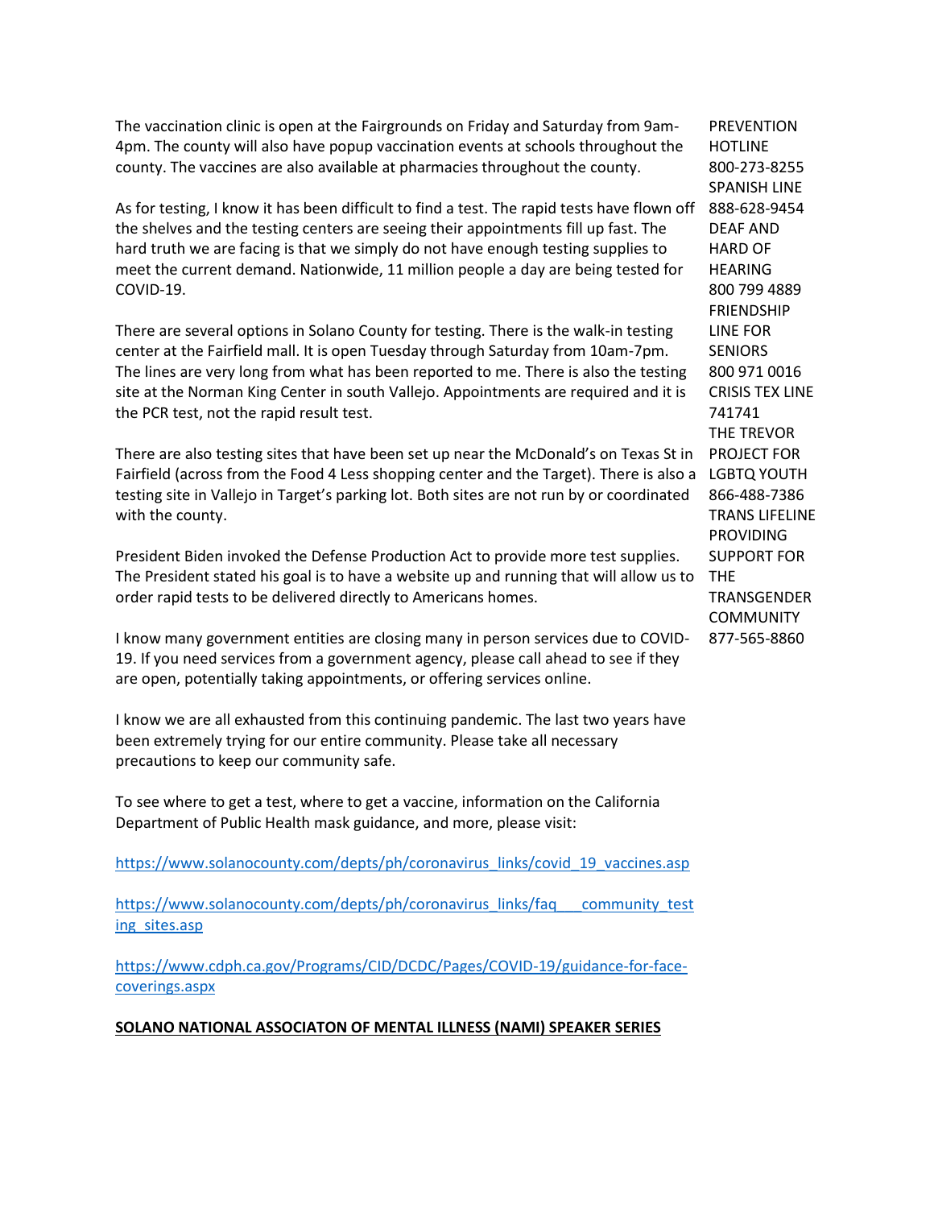The vaccination clinic is open at the Fairgrounds on Friday and Saturday from 9am-4pm. The county will also have popup vaccination events at schools throughout the county. The vaccines are also available at pharmacies throughout the county.

As for testing, I know it has been difficult to find a test. The rapid tests have flown off the shelves and the testing centers are seeing their appointments fill up fast. The hard truth we are facing is that we simply do not have enough testing supplies to meet the current demand. Nationwide, 11 million people a day are being tested for COVID-19.

There are several options in Solano County for testing. There is the walk-in testing center at the Fairfield mall. It is open Tuesday through Saturday from 10am-7pm. The lines are very long from what has been reported to me. There is also the testing site at the Norman King Center in south Vallejo. Appointments are required and it is the PCR test, not the rapid result test.

There are also testing sites that have been set up near the McDonald's on Texas St in Fairfield (across from the Food 4 Less shopping center and the Target). There is also a testing site in Vallejo in Target's parking lot. Both sites are not run by or coordinated with the county.

President Biden invoked the Defense Production Act to provide more test supplies. The President stated his goal is to have a website up and running that will allow us to order rapid tests to be delivered directly to Americans homes.

I know many government entities are closing many in person services due to COVID-19. If you need services from a government agency, please call ahead to see if they are open, potentially taking appointments, or offering services online.

I know we are all exhausted from this continuing pandemic. The last two years have been extremely trying for our entire community. Please take all necessary precautions to keep our community safe.

To see where to get a test, where to get a vaccine, information on the California Department of Public Health mask guidance, and more, please visit:

https://www.solanocounty.com/depts/ph/coronavirus_links/covid_19_vaccines.asp

https://www.solanocounty.com/depts/ph/coronavirus_links/faq___community_testing_sites.asp

https://www.cdph.ca.gov/Programs/CID/DCDC/Pages/COVID-19/guidance-for-face-coverings.aspx

PREVENTION HOTLINE 800-273-8255
SPANISH LINE 888-628-9454
DEAF AND HARD OF HEARING 800 799 4889
FRIENDSHIP LINE FOR SENIORS 800 971 0016
CRISIS TEX LINE 741741
THE TREVOR PROJECT FOR LGBTQ YOUTH 866-488-7386
TRANS LIFELINE PROVIDING SUPPORT FOR THE TRANSGENDER COMMUNITY 877-565-8860

**SOLANO NATIONAL ASSOCIATON OF MENTAL ILLNESS (NAMI) SPEAKER SERIES**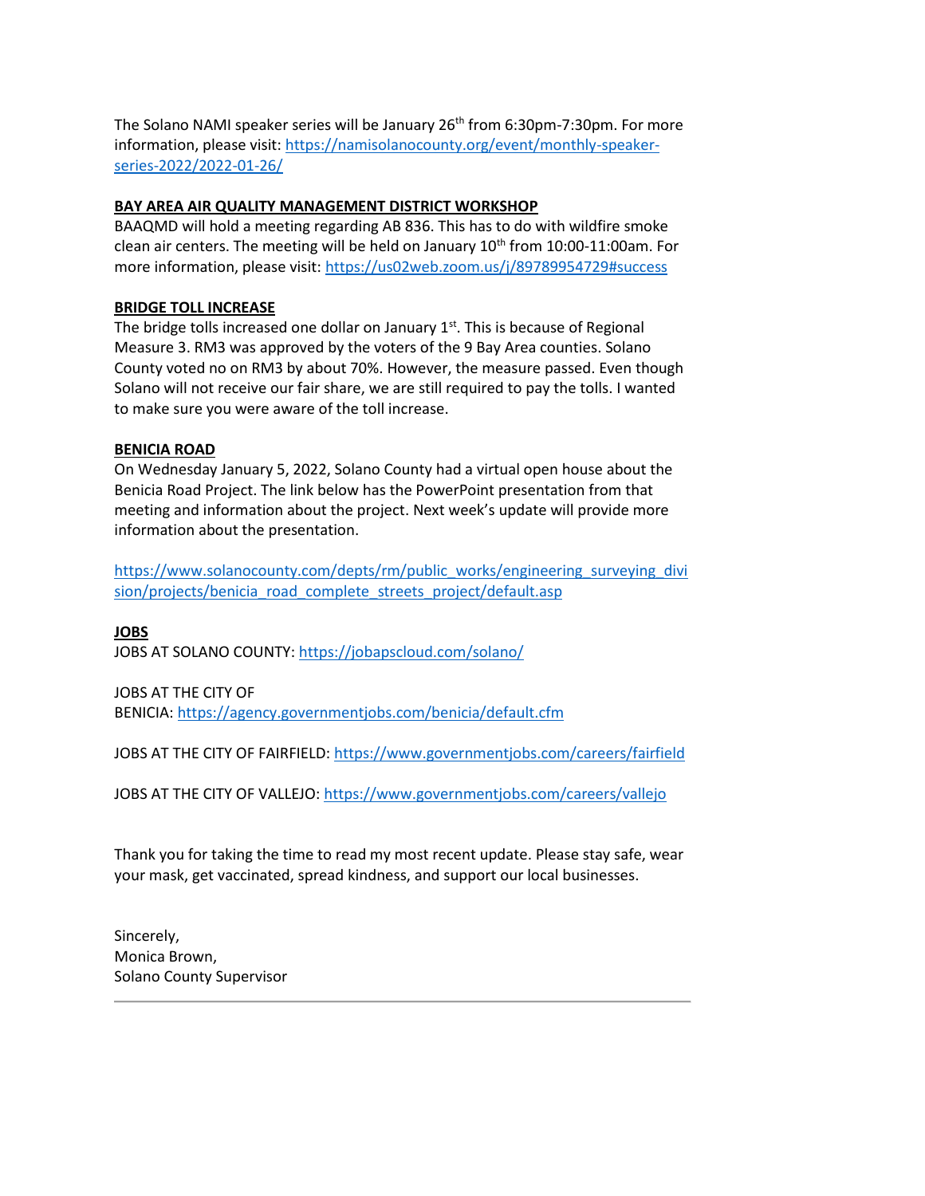The Solano NAMI speaker series will be January 26th from 6:30pm-7:30pm. For more information, please visit: https://namisolanocounty.org/event/monthly-speaker-series-2022/2022-01-26/

**BAY AREA AIR QUALITY MANAGEMENT DISTRICT WORKSHOP**

BAAQMD will hold a meeting regarding AB 836. This has to do with wildfire smoke clean air centers. The meeting will be held on January 10th from 10:00-11:00am. For more information, please visit: https://us02web.zoom.us/j/89789954729#success

**BRIDGE TOLL INCREASE**

The bridge tolls increased one dollar on January 1st. This is because of Regional Measure 3. RM3 was approved by the voters of the 9 Bay Area counties. Solano County voted no on RM3 by about 70%. However, the measure passed. Even though Solano will not receive our fair share, we are still required to pay the tolls. I wanted to make sure you were aware of the toll increase.

**BENICIA ROAD**

On Wednesday January 5, 2022, Solano County had a virtual open house about the Benicia Road Project. The link below has the PowerPoint presentation from that meeting and information about the project. Next week's update will provide more information about the presentation.

https://www.solanocounty.com/depts/rm/public_works/engineering_surveying_division/projects/benicia_road_complete_streets_project/default.asp

**JOBS**

JOBS AT SOLANO COUNTY: https://jobapscloud.com/solano/

JOBS AT THE CITY OF BENICIA: https://agency.governmentjobs.com/benicia/default.cfm

JOBS AT THE CITY OF FAIRFIELD: https://www.governmentjobs.com/careers/fairfield

JOBS AT THE CITY OF VALLEJO: https://www.governmentjobs.com/careers/vallejo

Thank you for taking the time to read my most recent update. Please stay safe, wear your mask, get vaccinated, spread kindness, and support our local businesses.

Sincerely,
Monica Brown,
Solano County Supervisor

---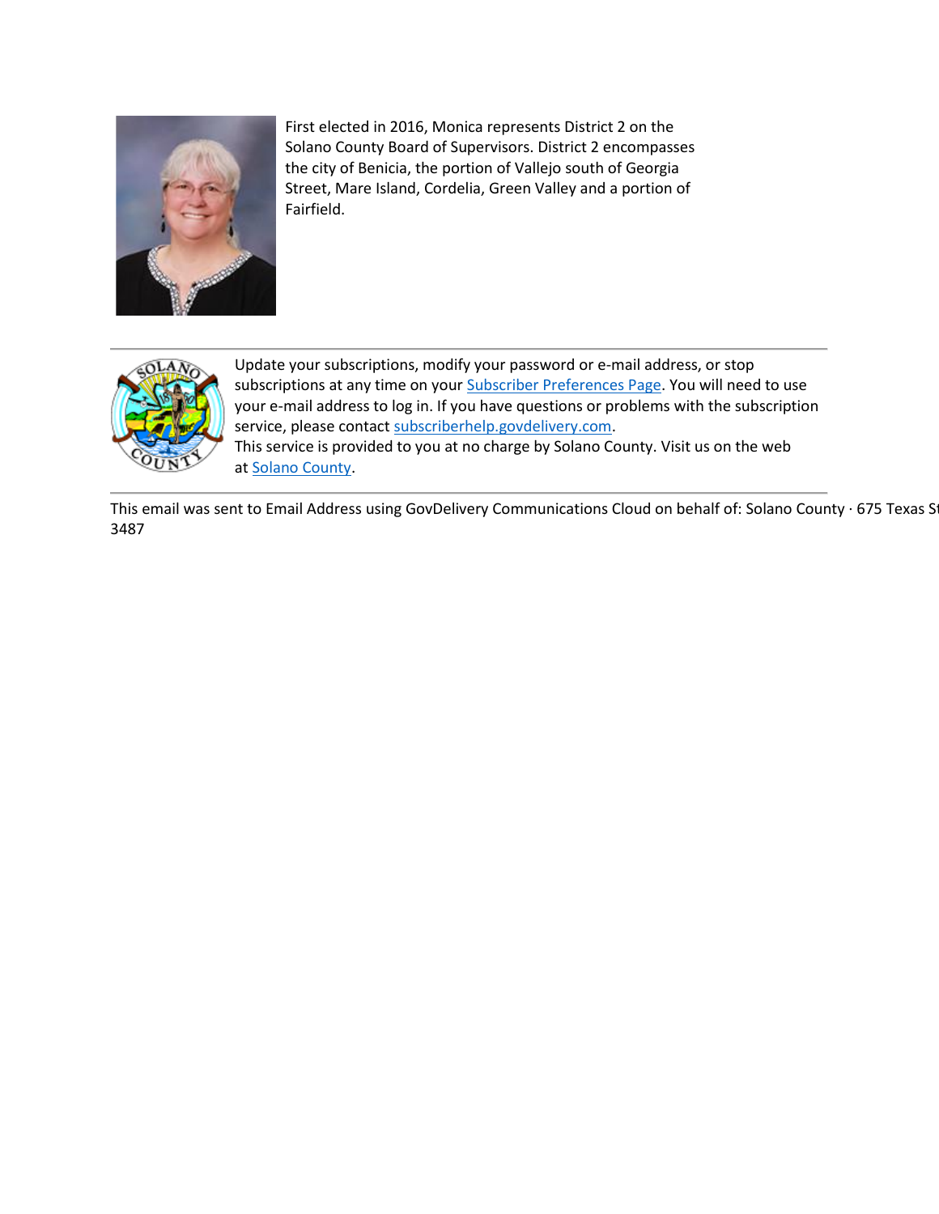First elected in 2016, Monica represents District 2 on the Solano County Board of Supervisors. District 2 encompasses the city of Benicia, the portion of Vallejo south of Georgia Street, Mare Island, Cordelia, Green Valley and a portion of Fairfield.

---

Update your subscriptions, modify your password or e-mail address, or stop subscriptions at any time on your Subscriber Preferences Page. You will need to use your e-mail address to log in. If you have questions or problems with the subscription service, please contact subscriberhelp.govdelivery.com.
This service is provided to you at no charge by Solano County. Visit us on the web at Solano County.

---

This email was sent to Email Address using GovDelivery Communications Cloud on behalf of: Solano County · 675 Texas St
3487